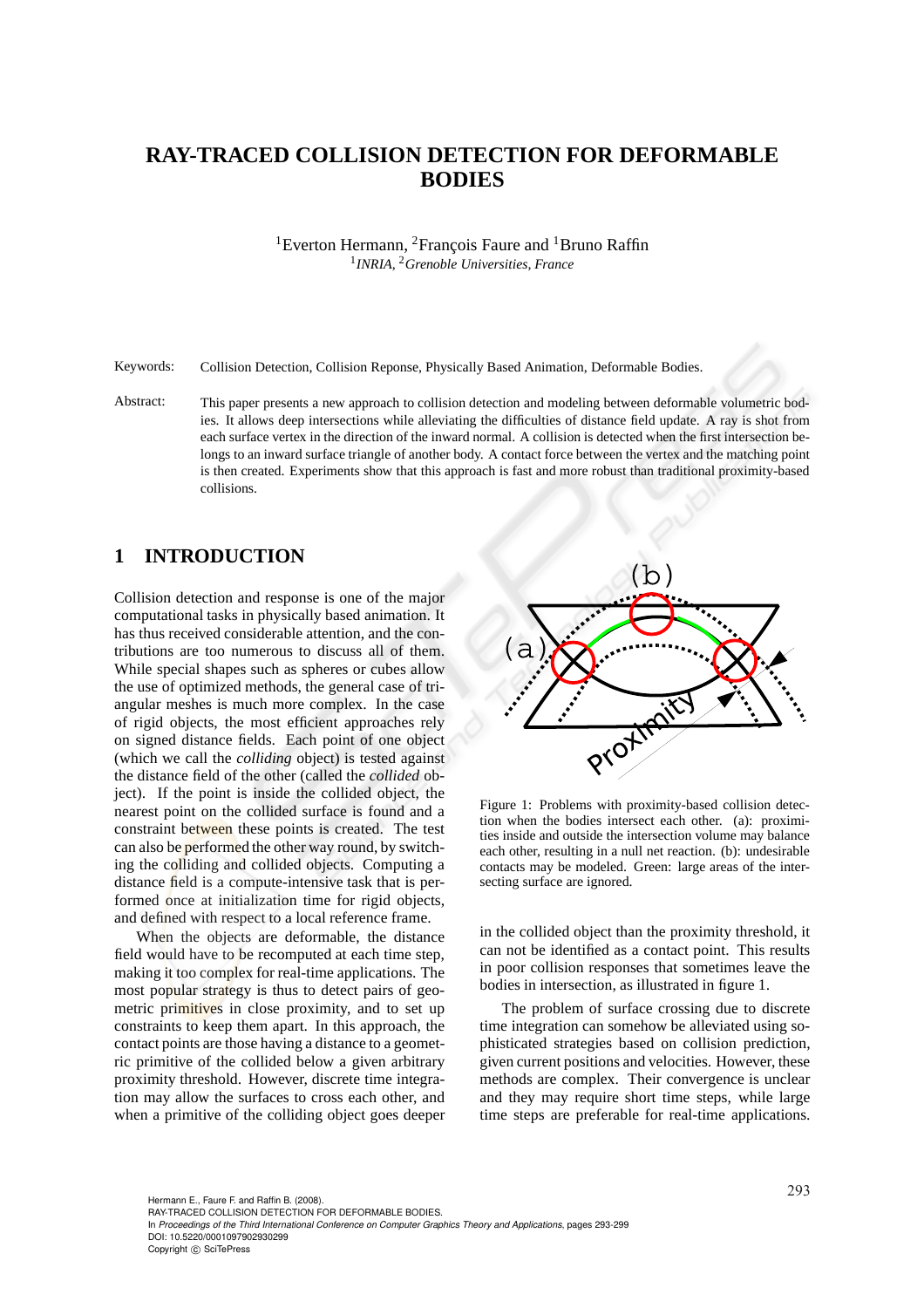# RAY-TRACED COLLISION DETECTION FOR DEFORMABLE BODIES

[1]Everton Hermann, [2]François Faure and [1]Bruno Raffin
[1]*INRIA*, [2]*Grenoble Universities, France*

Keywords: Collision Detection, Collision Reponse, Physically Based Animation, Deformable Bodies.

Abstract: This paper presents a new approach to collision detection and modeling between deformable volumetric bodies. It allows deep intersections while alleviating the difficulties of distance field update. A ray is shot from each surface vertex in the direction of the inward normal. A collision is detected when the first intersection belongs to an inward surface triangle of another body. A contact force between the vertex and the matching point is then created. Experiments show that this approach is fast and more robust than traditional proximity-based collisions.

## 1 INTRODUCTION

Collision detection and response is one of the major computational tasks in physically based animation. It has thus received considerable attention, and the contributions are too numerous to discuss all of them. While special shapes such as spheres or cubes allow the use of optimized methods, the general case of triangular meshes is much more complex. In the case of rigid objects, the most efficient approaches rely on signed distance fields. Each point of one object (which we call the *colliding* object) is tested against the distance field of the other (called the *collided* object). If the point is inside the collided object, the nearest point on the collided surface is found and a constraint between these points is created. The test can also be performed the other way round, by switching the colliding and collided objects. Computing a distance field is a compute-intensive task that is performed once at initialization time for rigid objects, and defined with respect to a local reference frame.

When the objects are deformable, the distance field would have to be recomputed at each time step, making it too complex for real-time applications. The most popular strategy is thus to detect pairs of geometric primitives in close proximity, and to set up constraints to keep them apart. In this approach, the contact points are those having a distance to a geometric primitive of the collided below a given arbitrary proximity threshold. However, discrete time integration may allow the surfaces to cross each other, and when a primitive of the colliding object goes deeper in the collided object than the proximity threshold, it can not be identified as a contact point. This results in poor collision responses that sometimes leave the bodies in intersection, as illustrated in figure 1.

Figure 1: Problems with proximity-based collision detection when the bodies intersect each other. (a): proximities inside and outside the intersection volume may balance each other, resulting in a null net reaction. (b): undesirable contacts may be modeled. Green: large areas of the intersecting surface are ignored.

The problem of surface crossing due to discrete time integration can somehow be alleviated using sophisticated strategies based on collision prediction, given current positions and velocities. However, these methods are complex. Their convergence is unclear and they may require short time steps, while large time steps are preferable for real-time applications.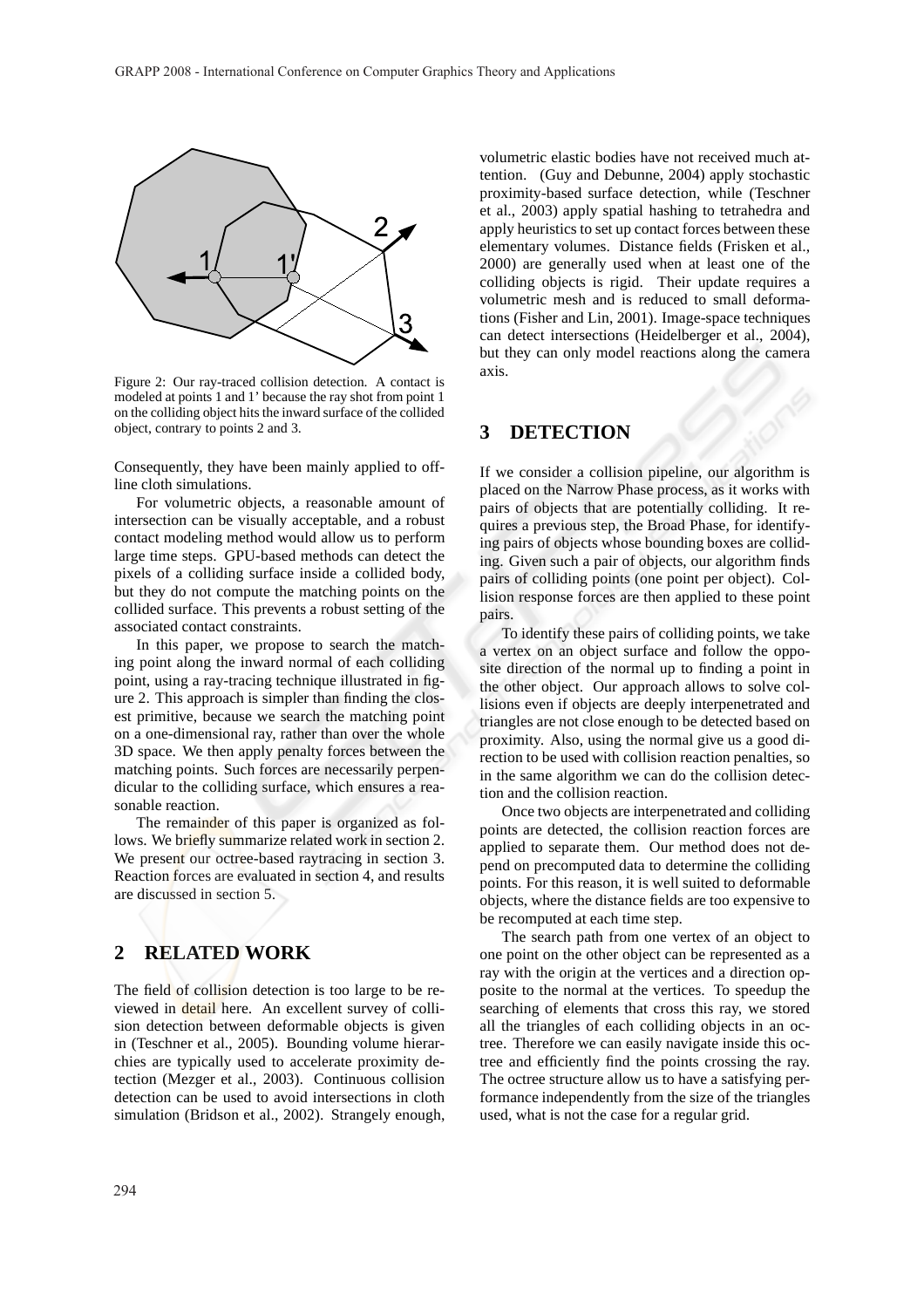Figure 2: Our ray-traced collision detection. A contact is modeled at points 1 and 1' because the ray shot from point 1 on the colliding object hits the inward surface of the collided object, contrary to points 2 and 3.

Consequently, they have been mainly applied to offline cloth simulations.

For volumetric objects, a reasonable amount of intersection can be visually acceptable, and a robust contact modeling method would allow us to perform large time steps. GPU-based methods can detect the pixels of a colliding surface inside a collided body, but they do not compute the matching points on the collided surface. This prevents a robust setting of the associated contact constraints.

In this paper, we propose to search the matching point along the inward normal of each colliding point, using a ray-tracing technique illustrated in figure 2. This approach is simpler than finding the closest primitive, because we search the matching point on a one-dimensional ray, rather than over the whole 3D space. We then apply penalty forces between the matching points. Such forces are necessarily perpendicular to the colliding surface, which ensures a reasonable reaction.

The remainder of this paper is organized as follows. We briefly summarize related work in section 2. We present our octree-based raytracing in section 3. Reaction forces are evaluated in section 4, and results are discussed in section 5.

## 2 RELATED WORK

The field of collision detection is too large to be reviewed in detail here. An excellent survey of collision detection between deformable objects is given in (Teschner et al., 2005). Bounding volume hierarchies are typically used to accelerate proximity detection (Mezger et al., 2003). Continuous collision detection can be used to avoid intersections in cloth simulation (Bridson et al., 2002). Strangely enough, volumetric elastic bodies have not received much attention. (Guy and Debunne, 2004) apply stochastic proximity-based surface detection, while (Teschner et al., 2003) apply spatial hashing to tetrahedra and apply heuristics to set up contact forces between these elementary volumes. Distance fields (Frisken et al., 2000) are generally used when at least one of the colliding objects is rigid. Their update requires a volumetric mesh and is reduced to small deformations (Fisher and Lin, 2001). Image-space techniques can detect intersections (Heidelberger et al., 2004), but they can only model reactions along the camera axis.

## 3 DETECTION

If we consider a collision pipeline, our algorithm is placed on the Narrow Phase process, as it works with pairs of objects that are potentially colliding. It requires a previous step, the Broad Phase, for identifying pairs of objects whose bounding boxes are colliding. Given such a pair of objects, our algorithm finds pairs of colliding points (one point per object). Collision response forces are then applied to these point pairs.

To identify these pairs of colliding points, we take a vertex on an object surface and follow the opposite direction of the normal up to finding a point in the other object. Our approach allows to solve collisions even if objects are deeply interpenetrated and triangles are not close enough to be detected based on proximity. Also, using the normal give us a good direction to be used with collision reaction penalties, so in the same algorithm we can do the collision detection and the collision reaction.

Once two objects are interpenetrated and colliding points are detected, the collision reaction forces are applied to separate them. Our method does not depend on precomputed data to determine the colliding points. For this reason, it is well suited to deformable objects, where the distance fields are too expensive to be recomputed at each time step.

The search path from one vertex of an object to one point on the other object can be represented as a ray with the origin at the vertices and a direction opposite to the normal at the vertices. To speedup the searching of elements that cross this ray, we stored all the triangles of each colliding objects in an octree. Therefore we can easily navigate inside this octree and efficiently find the points crossing the ray. The octree structure allow us to have a satisfying performance independently from the size of the triangles used, what is not the case for a regular grid.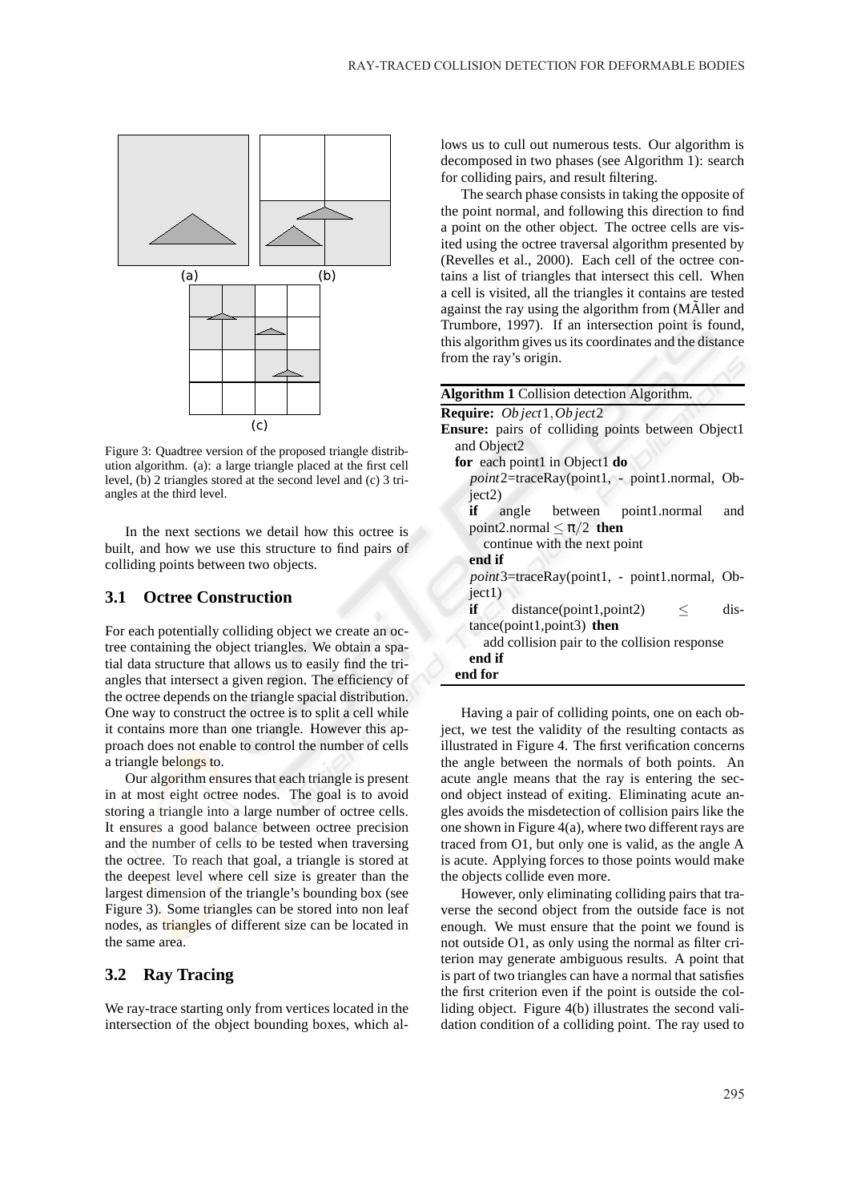Figure 3: Quadtree version of the proposed triangle distribution algorithm. (a): a large triangle placed at the first cell level, (b) 2 triangles stored at the second level and (c) 3 triangles at the third level.

In the next sections we detail how this octree is built, and how we use this structure to find pairs of colliding points between two objects.

## 3.1 Octree Construction

For each potentially colliding object we create an octree containing the object triangles. We obtain a spatial data structure that allows us to easily find the triangles that intersect a given region. The efficiency of the octree depends on the triangle spacial distribution. One way to construct the octree is to split a cell while it contains more than one triangle. However this approach does not enable to control the number of cells a triangle belongs to.

Our algorithm ensures that each triangle is present in at most eight octree nodes. The goal is to avoid storing a triangle into a large number of octree cells. It ensures a good balance between octree precision and the number of cells to be tested when traversing the octree. To reach that goal, a triangle is stored at the deepest level where cell size is greater than the largest dimension of the triangle's bounding box (see Figure 3). Some triangles can be stored into non leaf nodes, as triangles of different size can be located in the same area.

## 3.2 Ray Tracing

We ray-trace starting only from vertices located in the intersection of the object bounding boxes, which allows us to cull out numerous tests. Our algorithm is decomposed in two phases (see Algorithm 1): search for colliding pairs, and result filtering.

The search phase consists in taking the opposite of the point normal, and following this direction to find a point on the other object. The octree cells are visited using the octree traversal algorithm presented by (Revelles et al., 2000). Each cell of the octree contains a list of triangles that intersect this cell. When a cell is visited, all the triangles it contains are tested against the ray using the algorithm from (MÃller and Trumbore, 1997). If an intersection point is found, this algorithm gives us its coordinates and the distance from the ray's origin.

**Algorithm 1** Collision detection Algorithm.

**Require:** $Object1, Object2$
**Ensure:** pairs of colliding points between Object1 and Object2
**for** each point1 in Object1 **do**
  $point2$=traceRay(point1, - point1.normal, Object2)
  **if** angle between point1.normal and point2.normal $\leq \pi/2$ **then**
    continue with the next point
  **end if**
  $point3$=traceRay(point1, - point1.normal, Object1)
  **if** distance(point1,point2) $\leq$ distance(point1,point3) **then**
    add collision pair to the collision response
  **end if**
**end for**

Having a pair of colliding points, one on each object, we test the validity of the resulting contacts as illustrated in Figure 4. The first verification concerns the angle between the normals of both points. An acute angle means that the ray is entering the second object instead of exiting. Eliminating acute angles avoids the misdetection of collision pairs like the one shown in Figure 4(a), where two different rays are traced from O1, but only one is valid, as the angle A is acute. Applying forces to those points would make the objects collide even more.

However, only eliminating colliding pairs that traverse the second object from the outside face is not enough. We must ensure that the point we found is not outside O1, as only using the normal as filter criterion may generate ambiguous results. A point that is part of two triangles can have a normal that satisfies the first criterion even if the point is outside the colliding object. Figure 4(b) illustrates the second validation condition of a colliding point. The ray used to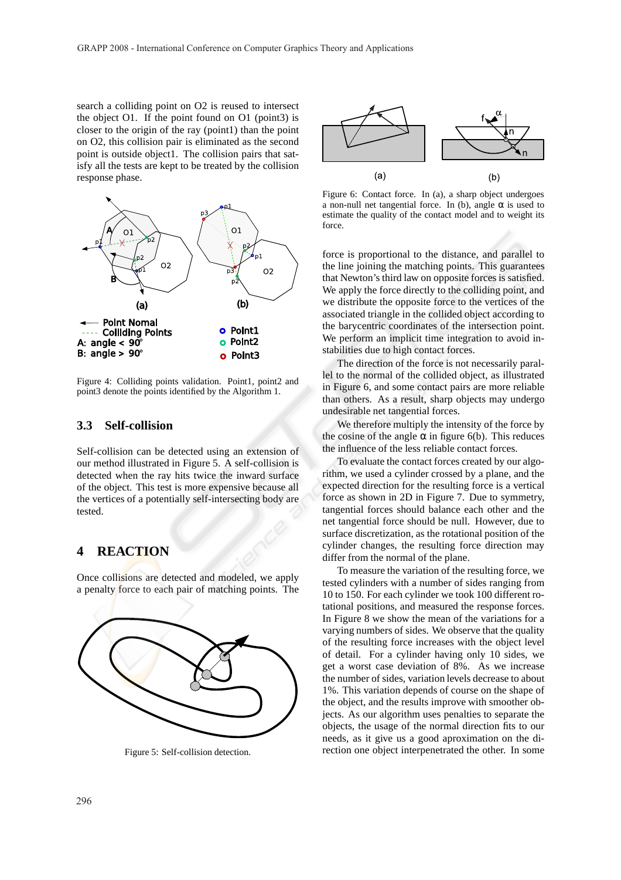search a colliding point on O2 is reused to intersect the object O1. If the point found on O1 (point3) is closer to the origin of the ray (point1) than the point on O2, this collision pair is eliminated as the second point is outside object1. The collision pairs that satisfy all the tests are kept to be treated by the collision response phase.

Figure 4: Colliding points validation. Point1, point2 and point3 denote the points identified by the Algorithm 1.

## 3.3 Self-collision

Self-collision can be detected using an extension of our method illustrated in Figure 5. A self-collision is detected when the ray hits twice the inward surface of the object. This test is more expensive because all the vertices of a potentially self-intersecting body are tested.

# 4 REACTION

Once collisions are detected and modeled, we apply a penalty force to each pair of matching points. The force is proportional to the distance, and parallel to the line joining the matching points. This guarantees that Newton's third law on opposite forces is satisfied. We apply the force directly to the colliding point, and we distribute the opposite force to the vertices of the associated triangle in the collided object according to the barycentric coordinates of the intersection point. We perform an implicit time integration to avoid instabilities due to high contact forces.

Figure 5: Self-collision detection.

Figure 6: Contact force. In (a), a sharp object undergoes a non-null net tangential force. In (b), angle $\alpha$ is used to estimate the quality of the contact model and to weight its force.

The direction of the force is not necessarily parallel to the normal of the collided object, as illustrated in Figure 6, and some contact pairs are more reliable than others. As a result, sharp objects may undergo undesirable net tangential forces.

We therefore multiply the intensity of the force by the cosine of the angle $\alpha$ in figure 6(b). This reduces the influence of the less reliable contact forces.

To evaluate the contact forces created by our algorithm, we used a cylinder crossed by a plane, and the expected direction for the resulting force is a vertical force as shown in 2D in Figure 7. Due to symmetry, tangential forces should balance each other and the net tangential force should be null. However, due to surface discretization, as the rotational position of the cylinder changes, the resulting force direction may differ from the normal of the plane.

To measure the variation of the resulting force, we tested cylinders with a number of sides ranging from 10 to 150. For each cylinder we took 100 different rotational positions, and measured the response forces. In Figure 8 we show the mean of the variations for a varying numbers of sides. We observe that the quality of the resulting force increases with the object level of detail. For a cylinder having only 10 sides, we get a worst case deviation of 8%. As we increase the number of sides, variation levels decrease to about 1%. This variation depends of course on the shape of the object, and the results improve with smoother objects. As our algorithm uses penalties to separate the objects, the usage of the normal direction fits to our needs, as it give us a good aproximation on the direction one object interpenetrated the other. In some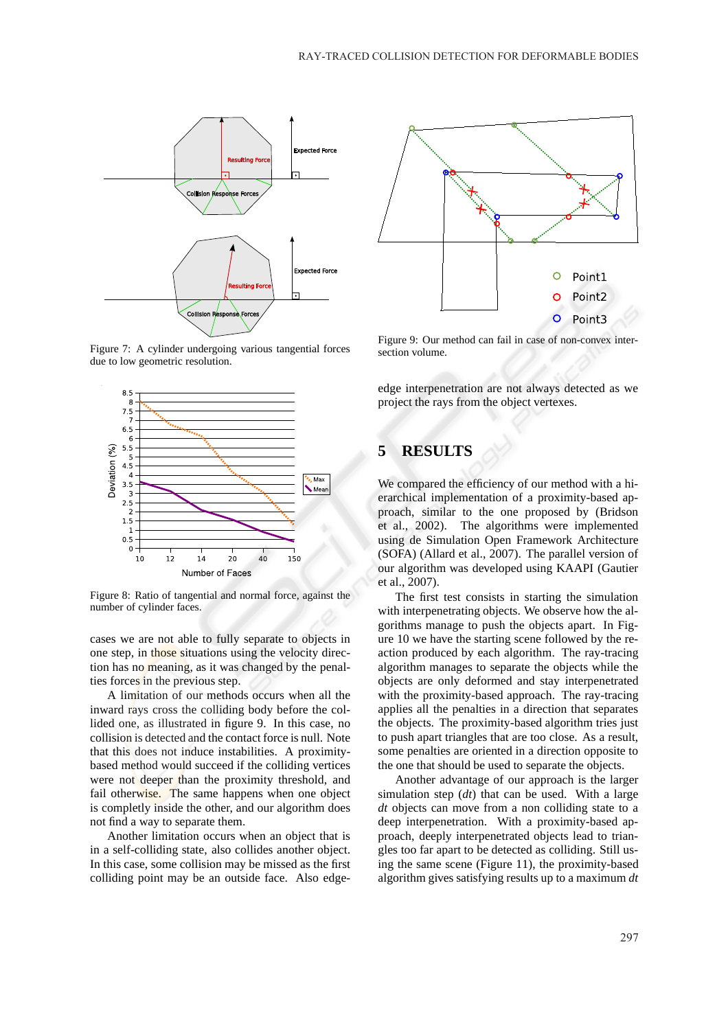Figure 7: A cylinder undergoing various tangential forces due to low geometric resolution.

Figure 8: Ratio of tangential and normal force, against the number of cylinder faces.

cases we are not able to fully separate to objects in one step, in those situations using the velocity direction has no meaning, as it was changed by the penalties forces in the previous step.

A limitation of our methods occurs when all the inward rays cross the colliding body before the collided one, as illustrated in figure 9. In this case, no collision is detected and the contact force is null. Note that this does not induce instabilities. A proximity-based method would succeed if the colliding vertices were not deeper than the proximity threshold, and fail otherwise. The same happens when one object is completly inside the other, and our algorithm does not find a way to separate them.

Another limitation occurs when an object that is in a self-colliding state, also collides another object. In this case, some collision may be missed as the first colliding point may be an outside face. Also edge-edge interpenetration are not always detected as we project the rays from the object vertexes.

Figure 9: Our method can fail in case of non-convex intersection volume.

## 5 RESULTS

We compared the efficiency of our method with a hierarchical implementation of a proximity-based approach, similar to the one proposed by (Bridson et al., 2002). The algorithms were implemented using de Simulation Open Framework Architecture (SOFA) (Allard et al., 2007). The parallel version of our algorithm was developed using KAAPI (Gautier et al., 2007).

The first test consists in starting the simulation with interpenetrating objects. We observe how the algorithms manage to push the objects apart. In Figure 10 we have the starting scene followed by the reaction produced by each algorithm. The ray-tracing algorithm manages to separate the objects while the objects are only deformed and stay interpenetrated with the proximity-based approach. The ray-tracing applies all the penalties in a direction that separates the objects. The proximity-based algorithm tries just to push apart triangles that are too close. As a result, some penalties are oriented in a direction opposite to the one that should be used to separate the objects.

Another advantage of our approach is the larger simulation step (*dt*) that can be used. With a large *dt* objects can move from a non colliding state to a deep interpenetration. With a proximity-based approach, deeply interpenetrated objects lead to triangles too far apart to be detected as colliding. Still using the same scene (Figure 11), the proximity-based algorithm gives satisfying results up to a maximum *dt*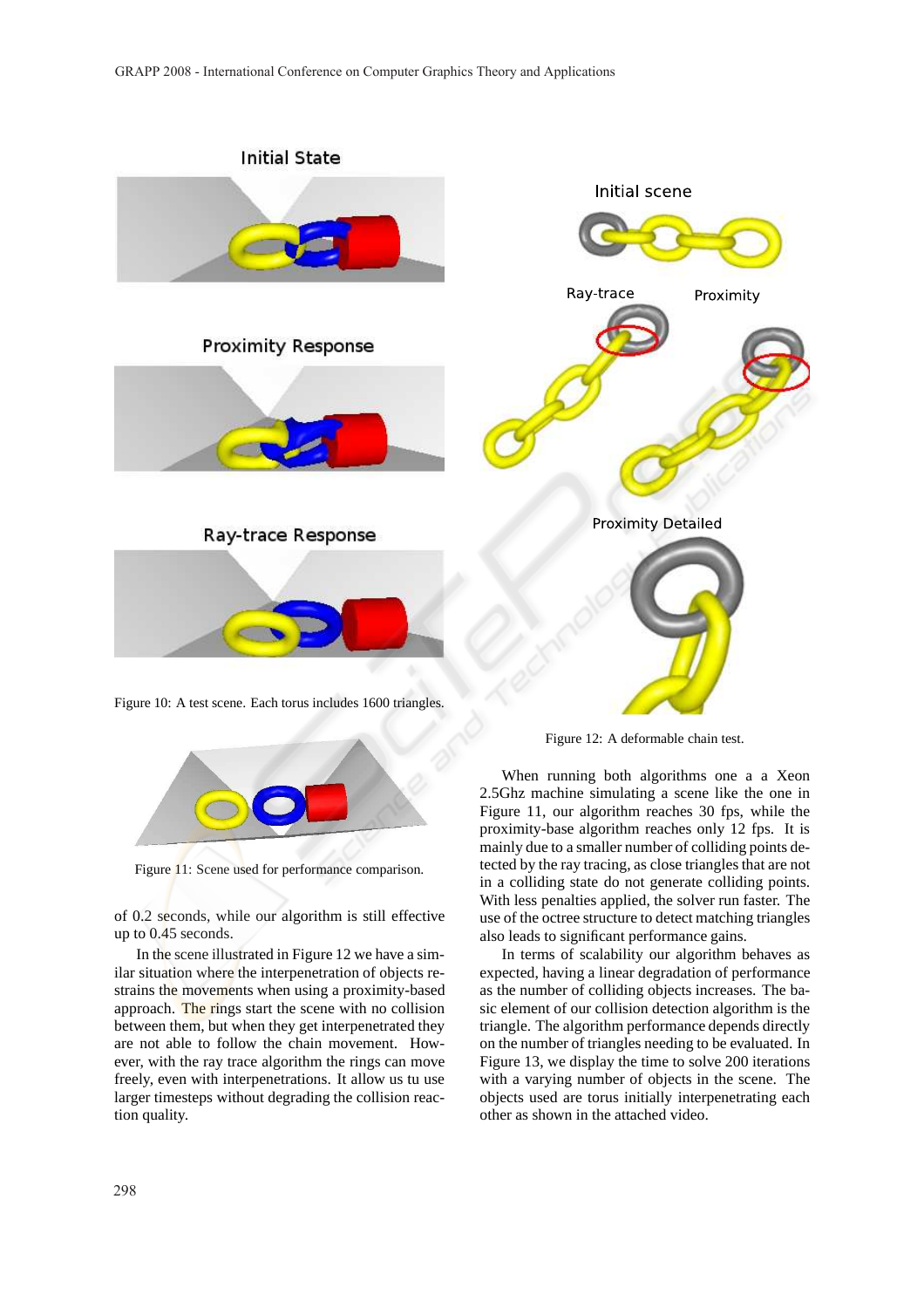Figure 10: A test scene. Each torus includes 1600 triangles.

Figure 11: Scene used for performance comparison.

of 0.2 seconds, while our algorithm is still effective up to 0.45 seconds.

In the scene illustrated in Figure 12 we have a similar situation where the interpenetration of objects restrains the movements when using a proximity-based approach. The rings start the scene with no collision between them, but when they get interpenetrated they are not able to follow the chain movement. However, with the ray trace algorithm the rings can move freely, even with interpenetrations. It allow us tu use larger timesteps without degrading the collision reaction quality.

Figure 12: A deformable chain test.

When running both algorithms one a a Xeon 2.5Ghz machine simulating a scene like the one in Figure 11, our algorithm reaches 30 fps, while the proximity-base algorithm reaches only 12 fps. It is mainly due to a smaller number of colliding points detected by the ray tracing, as close triangles that are not in a colliding state do not generate colliding points. With less penalties applied, the solver run faster. The use of the octree structure to detect matching triangles also leads to significant performance gains.

In terms of scalability our algorithm behaves as expected, having a linear degradation of performance as the number of colliding objects increases. The basic element of our collision detection algorithm is the triangle. The algorithm performance depends directly on the number of triangles needing to be evaluated. In Figure 13, we display the time to solve 200 iterations with a varying number of objects in the scene. The objects used are torus initially interpenetrating each other as shown in the attached video.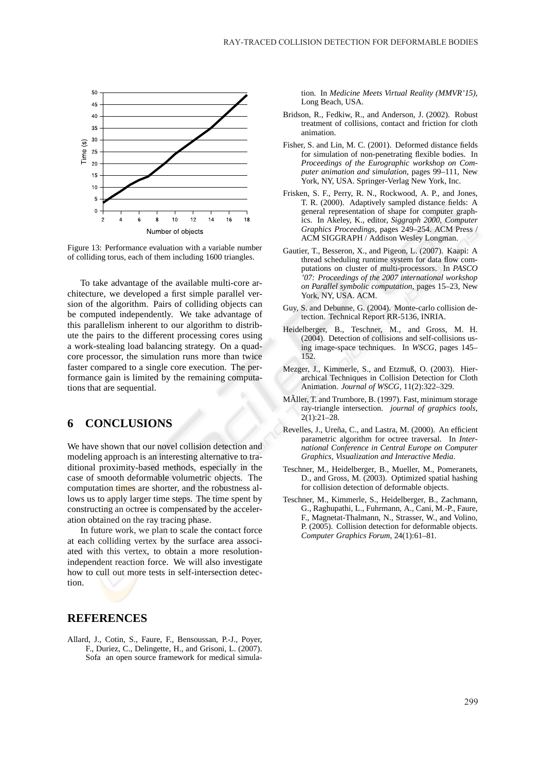50
45
40
35
30
25
20
15
10
5
0

Time (s)

2 4 6 8 10 12 14 16 18

Number of objects

Figure 13: Performance evaluation with a variable number of colliding torus, each of them including 1600 triangles.

To take advantage of the available multi-core architecture, we developed a first simple parallel version of the algorithm. Pairs of colliding objects can be computed independently. We take advantage of this parallelism inherent to our algorithm to distribute the pairs to the different processing cores using a work-stealing load balancing strategy. On a quad-core processor, the simulation runs more than twice faster compared to a single core execution. The performance gain is limited by the remaining computations that are sequential.

## 6 CONCLUSIONS

We have shown that our novel collision detection and modeling approach is an interesting alternative to traditional proximity-based methods, especially in the case of smooth deformable volumetric objects. The computation times are shorter, and the robustness allows us to apply larger time steps. The time spent by constructing an octree is compensated by the acceleration obtained on the ray tracing phase.

In future work, we plan to scale the contact force at each colliding vertex by the surface area associated with this vertex, to obtain a more resolution-independent reaction force. We will also investigate how to cull out more tests in self-intersection detection.

## REFERENCES

Allard, J., Cotin, S., Faure, F., Bensoussan, P.-J., Poyer, F., Duriez, C., Delingette, H., and Grisoni, L. (2007). Sofa an open source framework for medical simulation. In *Medicine Meets Virtual Reality (MMVR'15)*, Long Beach, USA.

Bridson, R., Fedkiw, R., and Anderson, J. (2002). Robust treatment of collisions, contact and friction for cloth animation.

Fisher, S. and Lin, M. C. (2001). Deformed distance fields for simulation of non-penetrating flexible bodies. In *Proceedings of the Eurographic workshop on Computer animation and simulation*, pages 99–111, New York, NY, USA. Springer-Verlag New York, Inc.

Frisken, S. F., Perry, R. N., Rockwood, A. P., and Jones, T. R. (2000). Adaptively sampled distance fields: A general representation of shape for computer graphics. In Akeley, K., editor, *Siggraph 2000, Computer Graphics Proceedings*, pages 249–254. ACM Press / ACM SIGGRAPH / Addison Wesley Longman.

Gautier, T., Besseron, X., and Pigeon, L. (2007). Kaapi: A thread scheduling runtime system for data flow computations on cluster of multi-processors. In *PASCO '07: Proceedings of the 2007 international workshop on Parallel symbolic computation*, pages 15–23, New York, NY, USA. ACM.

Guy, S. and Debunne, G. (2004). Monte-carlo collision detection. Technical Report RR-5136, INRIA.

Heidelberger, B., Teschner, M., and Gross, M. H. (2004). Detection of collisions and self-collisions using image-space techniques. In *WSCG*, pages 145–152.

Mezger, J., Kimmerle, S., and Etzmuß, O. (2003). Hierarchical Techniques in Collision Detection for Cloth Animation. *Journal of WSCG*, 11(2):322–329.

MÃller, T. and Trumbore, B. (1997). Fast, minimum storage ray-triangle intersection. *journal of graphics tools*, 2(1):21–28.

Revelles, J., Ureña, C., and Lastra, M. (2000). An efficient parametric algorithm for octree traversal. In *International Conference in Central Europe on Computer Graphics, Visualization and Interactive Media*.

Teschner, M., Heidelberger, B., Mueller, M., Pomeranets, D., and Gross, M. (2003). Optimized spatial hashing for collision detection of deformable objects.

Teschner, M., Kimmerle, S., Heidelberger, B., Zachmann, G., Raghupathi, L., Fuhrmann, A., Cani, M.-P., Faure, F., Magnetat-Thalmann, N., Strasser, W., and Volino, P. (2005). Collision detection for deformable objects. *Computer Graphics Forum*, 24(1):61–81.